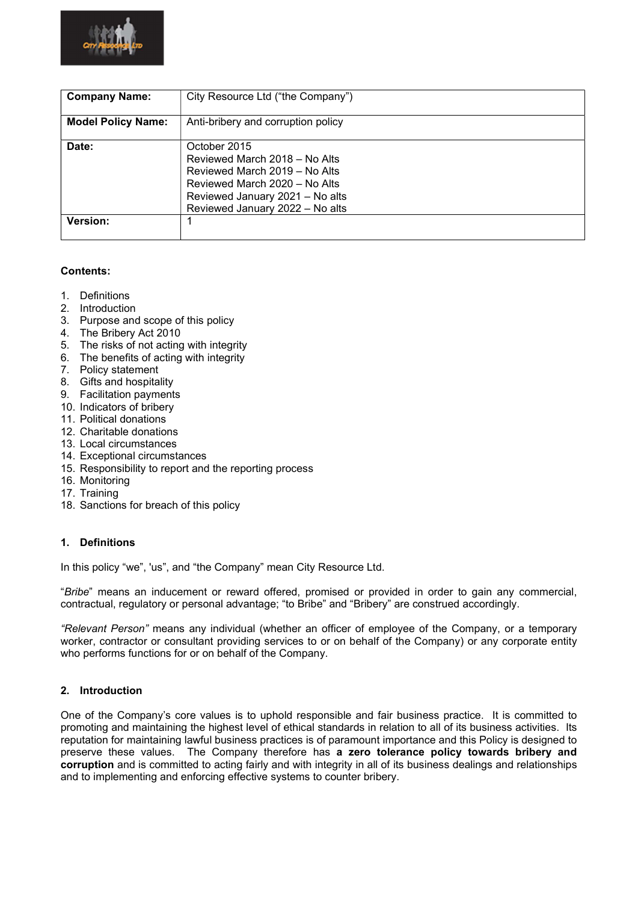| Company Name: | City Resource Ltd ("the Company") |
| --- | --- |
| Model Policy Name: | Anti-bribery and corruption policy |
| Date: | October 2015<br>Reviewed March 2018 – No Alts<br>Reviewed March 2019 – No Alts<br>Reviewed March 2020 – No Alts<br>Reviewed January 2021 – No alts<br>Reviewed January 2022 – No alts |
| Version: | 1 |

**Contents:**

1. Definitions
2. Introduction
3. Purpose and scope of this policy
4. The Bribery Act 2010
5. The risks of not acting with integrity
6. The benefits of acting with integrity
7. Policy statement
8. Gifts and hospitality
9. Facilitation payments
10. Indicators of bribery
11. Political donations
12. Charitable donations
13. Local circumstances
14. Exceptional circumstances
15. Responsibility to report and the reporting process
16. Monitoring
17. Training
18. Sanctions for breach of this policy

## 1. Definitions

In this policy "we", 'us", and "the Company" mean City Resource Ltd.

"*Bribe*" means an inducement or reward offered, promised or provided in order to gain any commercial, contractual, regulatory or personal advantage; "to Bribe" and "Bribery" are construed accordingly.

*"Relevant Person"* means any individual (whether an officer of employee of the Company, or a temporary worker, contractor or consultant providing services to or on behalf of the Company) or any corporate entity who performs functions for or on behalf of the Company.

## 2. Introduction

One of the Company's core values is to uphold responsible and fair business practice. It is committed to promoting and maintaining the highest level of ethical standards in relation to all of its business activities. Its reputation for maintaining lawful business practices is of paramount importance and this Policy is designed to preserve these values. The Company therefore has **a zero tolerance policy towards bribery and corruption** and is committed to acting fairly and with integrity in all of its business dealings and relationships and to implementing and enforcing effective systems to counter bribery.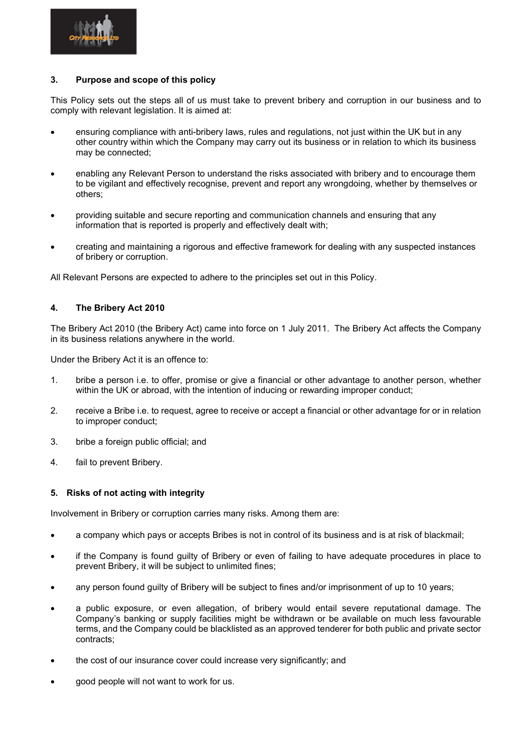## 3. Purpose and scope of this policy

This Policy sets out the steps all of us must take to prevent bribery and corruption in our business and to comply with relevant legislation. It is aimed at:

- ensuring compliance with anti-bribery laws, rules and regulations, not just within the UK but in any other country within which the Company may carry out its business or in relation to which its business may be connected;
- enabling any Relevant Person to understand the risks associated with bribery and to encourage them to be vigilant and effectively recognise, prevent and report any wrongdoing, whether by themselves or others;
- providing suitable and secure reporting and communication channels and ensuring that any information that is reported is properly and effectively dealt with;
- creating and maintaining a rigorous and effective framework for dealing with any suspected instances of bribery or corruption.

All Relevant Persons are expected to adhere to the principles set out in this Policy.

## 4. The Bribery Act 2010

The Bribery Act 2010 (the Bribery Act) came into force on 1 July 2011. The Bribery Act affects the Company in its business relations anywhere in the world.

Under the Bribery Act it is an offence to:

1. bribe a person i.e. to offer, promise or give a financial or other advantage to another person, whether within the UK or abroad, with the intention of inducing or rewarding improper conduct;
2. receive a Bribe i.e. to request, agree to receive or accept a financial or other advantage for or in relation to improper conduct;
3. bribe a foreign public official; and
4. fail to prevent Bribery.

## 5. Risks of not acting with integrity

Involvement in Bribery or corruption carries many risks. Among them are:

- a company which pays or accepts Bribes is not in control of its business and is at risk of blackmail;
- if the Company is found guilty of Bribery or even of failing to have adequate procedures in place to prevent Bribery, it will be subject to unlimited fines;
- any person found guilty of Bribery will be subject to fines and/or imprisonment of up to 10 years;
- a public exposure, or even allegation, of bribery would entail severe reputational damage. The Company's banking or supply facilities might be withdrawn or be available on much less favourable terms, and the Company could be blacklisted as an approved tenderer for both public and private sector contracts;
- the cost of our insurance cover could increase very significantly; and
- good people will not want to work for us.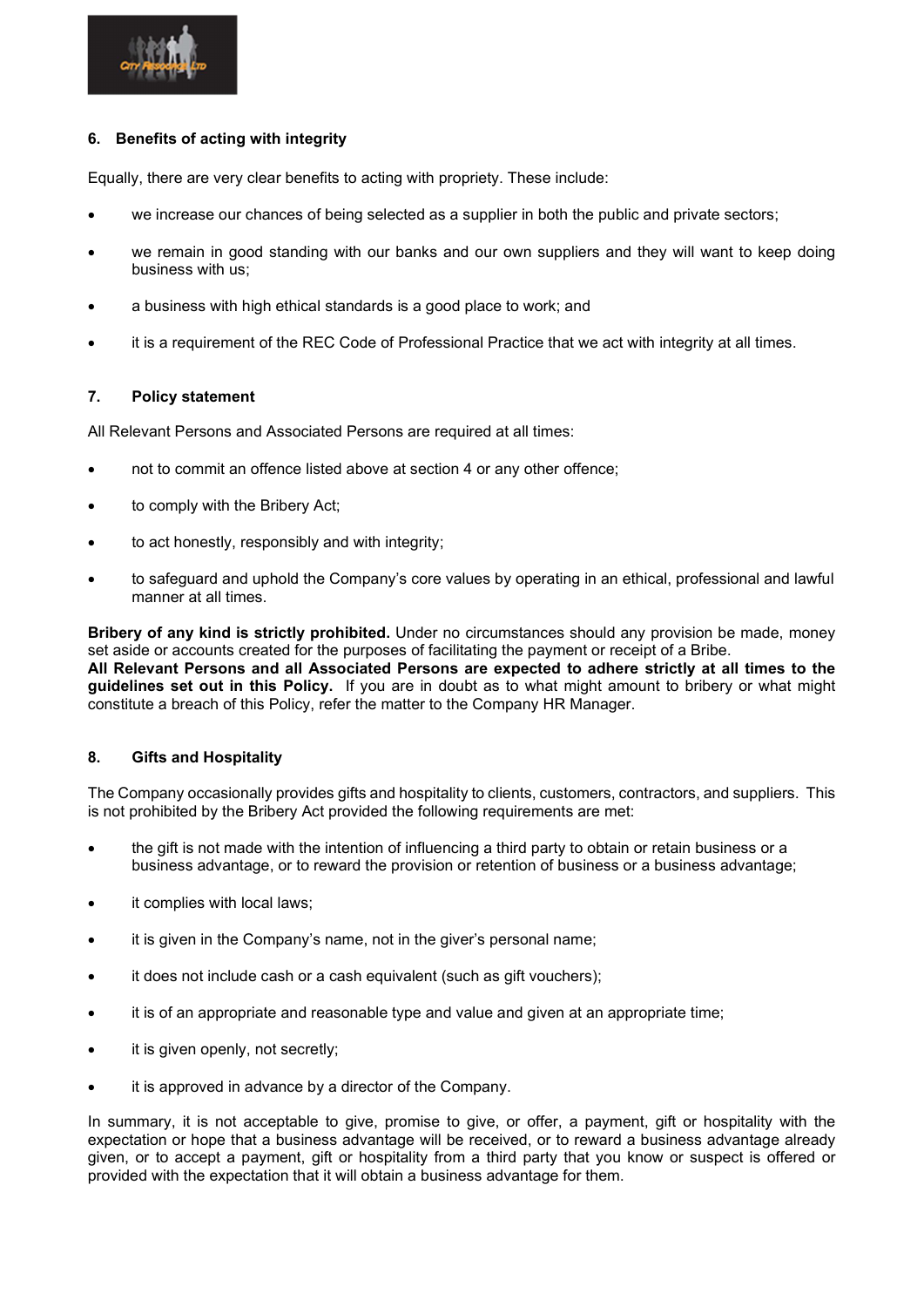## 6. Benefits of acting with integrity

Equally, there are very clear benefits to acting with propriety. These include:

- we increase our chances of being selected as a supplier in both the public and private sectors;
- we remain in good standing with our banks and our own suppliers and they will want to keep doing business with us;
- a business with high ethical standards is a good place to work; and
- it is a requirement of the REC Code of Professional Practice that we act with integrity at all times.

## 7. Policy statement

All Relevant Persons and Associated Persons are required at all times:

- not to commit an offence listed above at section 4 or any other offence;
- to comply with the Bribery Act;
- to act honestly, responsibly and with integrity;
- to safeguard and uphold the Company's core values by operating in an ethical, professional and lawful manner at all times.

**Bribery of any kind is strictly prohibited.** Under no circumstances should any provision be made, money set aside or accounts created for the purposes of facilitating the payment or receipt of a Bribe.
**All Relevant Persons and all Associated Persons are expected to adhere strictly at all times to the guidelines set out in this Policy.** If you are in doubt as to what might amount to bribery or what might constitute a breach of this Policy, refer the matter to the Company HR Manager.

## 8. Gifts and Hospitality

The Company occasionally provides gifts and hospitality to clients, customers, contractors, and suppliers. This is not prohibited by the Bribery Act provided the following requirements are met:

- the gift is not made with the intention of influencing a third party to obtain or retain business or a business advantage, or to reward the provision or retention of business or a business advantage;
- it complies with local laws;
- it is given in the Company's name, not in the giver's personal name;
- it does not include cash or a cash equivalent (such as gift vouchers);
- it is of an appropriate and reasonable type and value and given at an appropriate time;
- it is given openly, not secretly;
- it is approved in advance by a director of the Company.

In summary, it is not acceptable to give, promise to give, or offer, a payment, gift or hospitality with the expectation or hope that a business advantage will be received, or to reward a business advantage already given, or to accept a payment, gift or hospitality from a third party that you know or suspect is offered or provided with the expectation that it will obtain a business advantage for them.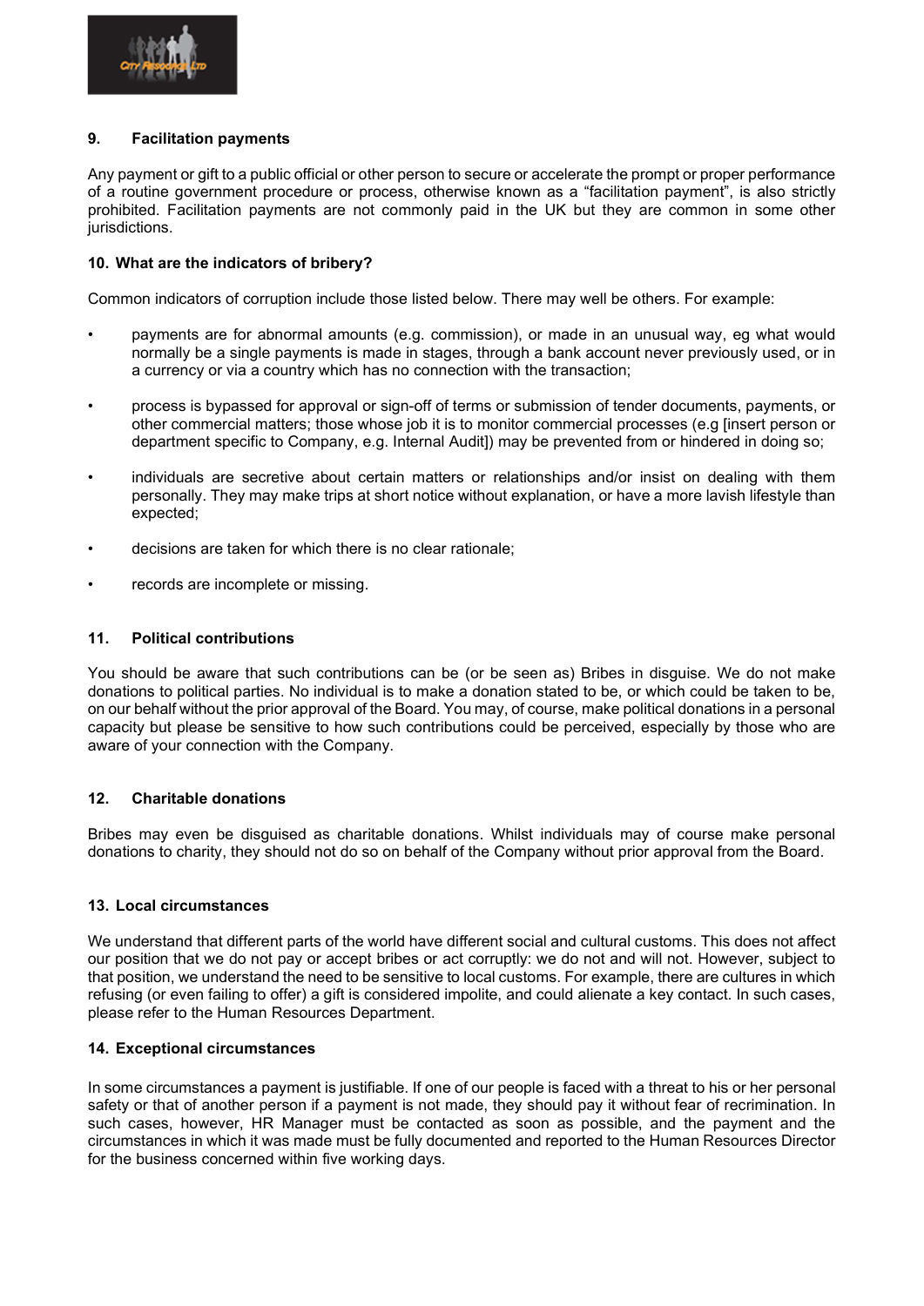## 9. Facilitation payments

Any payment or gift to a public official or other person to secure or accelerate the prompt or proper performance of a routine government procedure or process, otherwise known as a "facilitation payment", is also strictly prohibited. Facilitation payments are not commonly paid in the UK but they are common in some other jurisdictions.

## 10. What are the indicators of bribery?

Common indicators of corruption include those listed below. There may well be others. For example:

- payments are for abnormal amounts (e.g. commission), or made in an unusual way, eg what would normally be a single payments is made in stages, through a bank account never previously used, or in a currency or via a country which has no connection with the transaction;
- process is bypassed for approval or sign-off of terms or submission of tender documents, payments, or other commercial matters; those whose job it is to monitor commercial processes (e.g [insert person or department specific to Company, e.g. Internal Audit]) may be prevented from or hindered in doing so;
- individuals are secretive about certain matters or relationships and/or insist on dealing with them personally. They may make trips at short notice without explanation, or have a more lavish lifestyle than expected;
- decisions are taken for which there is no clear rationale;
- records are incomplete or missing.

## 11. Political contributions

You should be aware that such contributions can be (or be seen as) Bribes in disguise. We do not make donations to political parties. No individual is to make a donation stated to be, or which could be taken to be, on our behalf without the prior approval of the Board. You may, of course, make political donations in a personal capacity but please be sensitive to how such contributions could be perceived, especially by those who are aware of your connection with the Company.

## 12. Charitable donations

Bribes may even be disguised as charitable donations. Whilst individuals may of course make personal donations to charity, they should not do so on behalf of the Company without prior approval from the Board.

## 13. Local circumstances

We understand that different parts of the world have different social and cultural customs. This does not affect our position that we do not pay or accept bribes or act corruptly: we do not and will not. However, subject to that position, we understand the need to be sensitive to local customs. For example, there are cultures in which refusing (or even failing to offer) a gift is considered impolite, and could alienate a key contact. In such cases, please refer to the Human Resources Department.

## 14. Exceptional circumstances

In some circumstances a payment is justifiable. If one of our people is faced with a threat to his or her personal safety or that of another person if a payment is not made, they should pay it without fear of recrimination. In such cases, however, HR Manager must be contacted as soon as possible, and the payment and the circumstances in which it was made must be fully documented and reported to the Human Resources Director for the business concerned within five working days.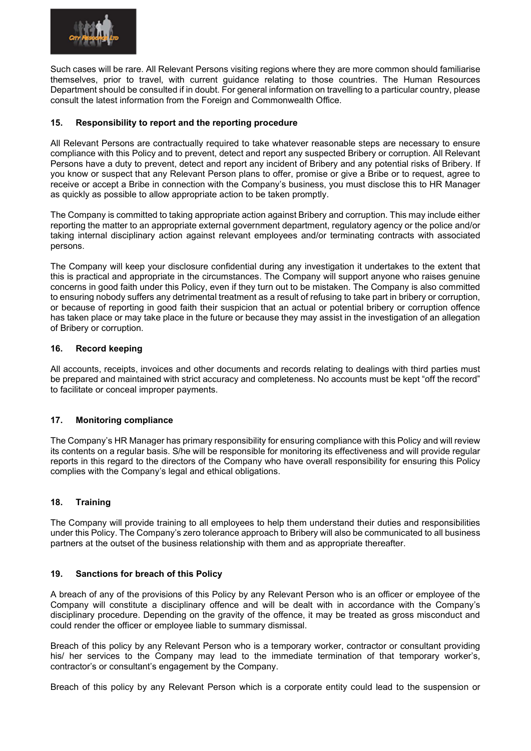Such cases will be rare. All Relevant Persons visiting regions where they are more common should familiarise themselves, prior to travel, with current guidance relating to those countries. The Human Resources Department should be consulted if in doubt. For general information on travelling to a particular country, please consult the latest information from the Foreign and Commonwealth Office.

## 15. Responsibility to report and the reporting procedure

All Relevant Persons are contractually required to take whatever reasonable steps are necessary to ensure compliance with this Policy and to prevent, detect and report any suspected Bribery or corruption. All Relevant Persons have a duty to prevent, detect and report any incident of Bribery and any potential risks of Bribery. If you know or suspect that any Relevant Person plans to offer, promise or give a Bribe or to request, agree to receive or accept a Bribe in connection with the Company's business, you must disclose this to HR Manager as quickly as possible to allow appropriate action to be taken promptly.

The Company is committed to taking appropriate action against Bribery and corruption. This may include either reporting the matter to an appropriate external government department, regulatory agency or the police and/or taking internal disciplinary action against relevant employees and/or terminating contracts with associated persons.

The Company will keep your disclosure confidential during any investigation it undertakes to the extent that this is practical and appropriate in the circumstances. The Company will support anyone who raises genuine concerns in good faith under this Policy, even if they turn out to be mistaken. The Company is also committed to ensuring nobody suffers any detrimental treatment as a result of refusing to take part in bribery or corruption, or because of reporting in good faith their suspicion that an actual or potential bribery or corruption offence has taken place or may take place in the future or because they may assist in the investigation of an allegation of Bribery or corruption.

## 16. Record keeping

All accounts, receipts, invoices and other documents and records relating to dealings with third parties must be prepared and maintained with strict accuracy and completeness. No accounts must be kept "off the record" to facilitate or conceal improper payments.

## 17. Monitoring compliance

The Company's HR Manager has primary responsibility for ensuring compliance with this Policy and will review its contents on a regular basis. S/he will be responsible for monitoring its effectiveness and will provide regular reports in this regard to the directors of the Company who have overall responsibility for ensuring this Policy complies with the Company's legal and ethical obligations.

## 18. Training

The Company will provide training to all employees to help them understand their duties and responsibilities under this Policy. The Company's zero tolerance approach to Bribery will also be communicated to all business partners at the outset of the business relationship with them and as appropriate thereafter.

## 19. Sanctions for breach of this Policy

A breach of any of the provisions of this Policy by any Relevant Person who is an officer or employee of the Company will constitute a disciplinary offence and will be dealt with in accordance with the Company's disciplinary procedure. Depending on the gravity of the offence, it may be treated as gross misconduct and could render the officer or employee liable to summary dismissal.

Breach of this policy by any Relevant Person who is a temporary worker, contractor or consultant providing his/ her services to the Company may lead to the immediate termination of that temporary worker's, contractor's or consultant's engagement by the Company.

Breach of this policy by any Relevant Person which is a corporate entity could lead to the suspension or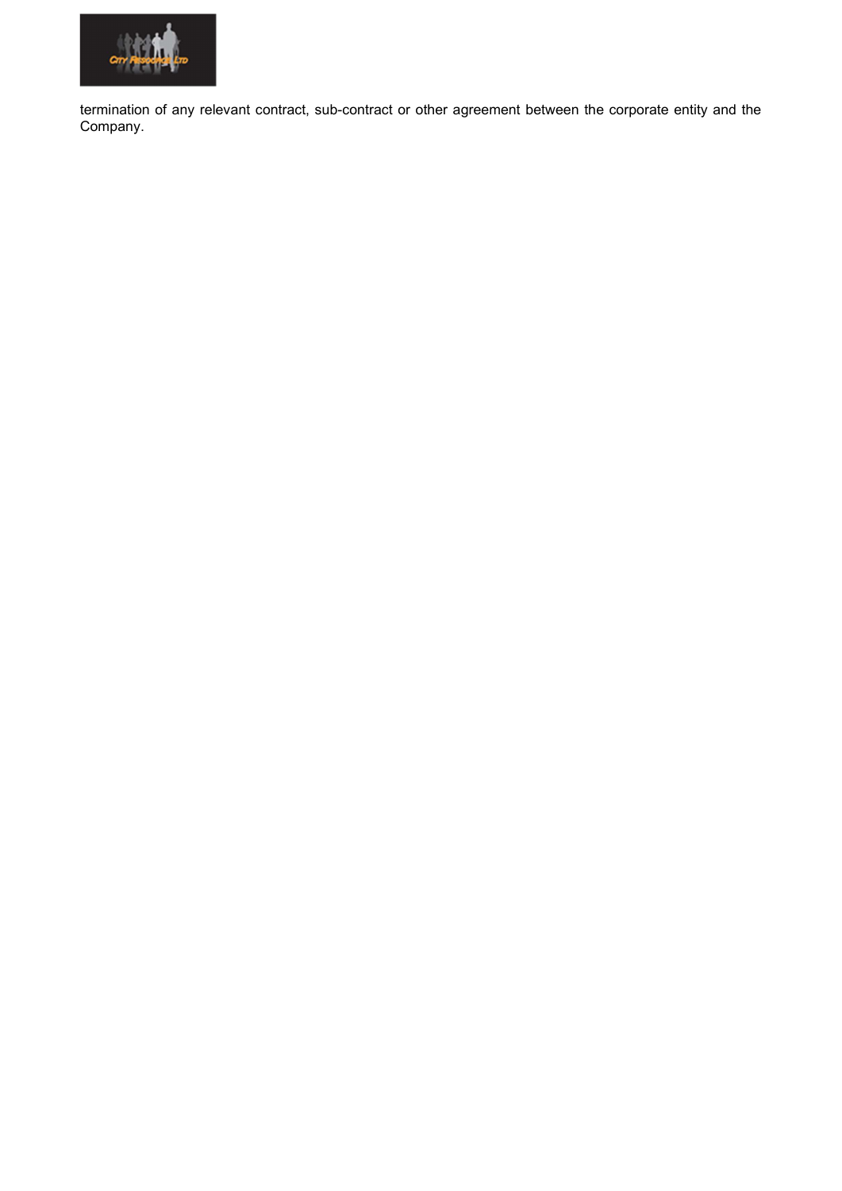termination of any relevant contract, sub-contract or other agreement between the corporate entity and the Company.